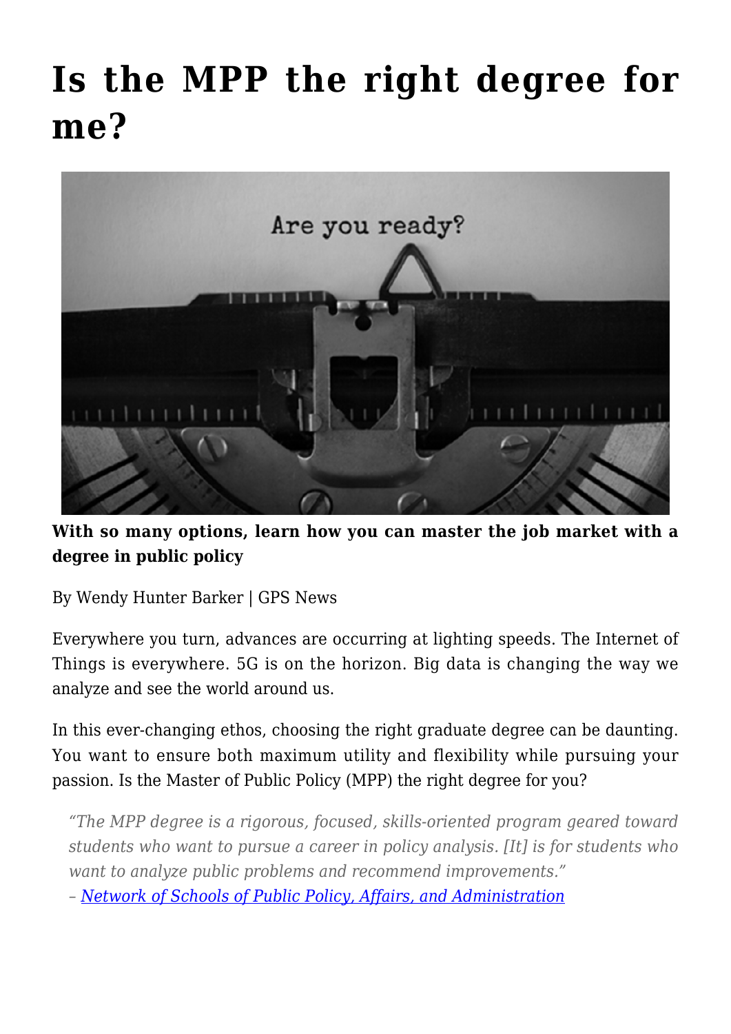# Is the MPP the right degree for me?

**With so many options, learn how you can master the job market with a degree in public policy**

By Wendy Hunter Barker | GPS News

Everywhere you turn, advances are occurring at lighting speeds. The Internet of Things is everywhere. 5G is on the horizon. Big data is changing the way we analyze and see the world around us.

In this ever-changing ethos, choosing the right graduate degree can be daunting. You want to ensure both maximum utility and flexibility while pursuing your passion. Is the Master of Public Policy (MPP) the right degree for you?

> *"The MPP degree is a rigorous, focused, skills-oriented program geared toward students who want to pursue a career in policy analysis. [It] is for students who want to analyze public problems and recommend improvements."*
> – *Network of Schools of Public Policy, Affairs, and Administration*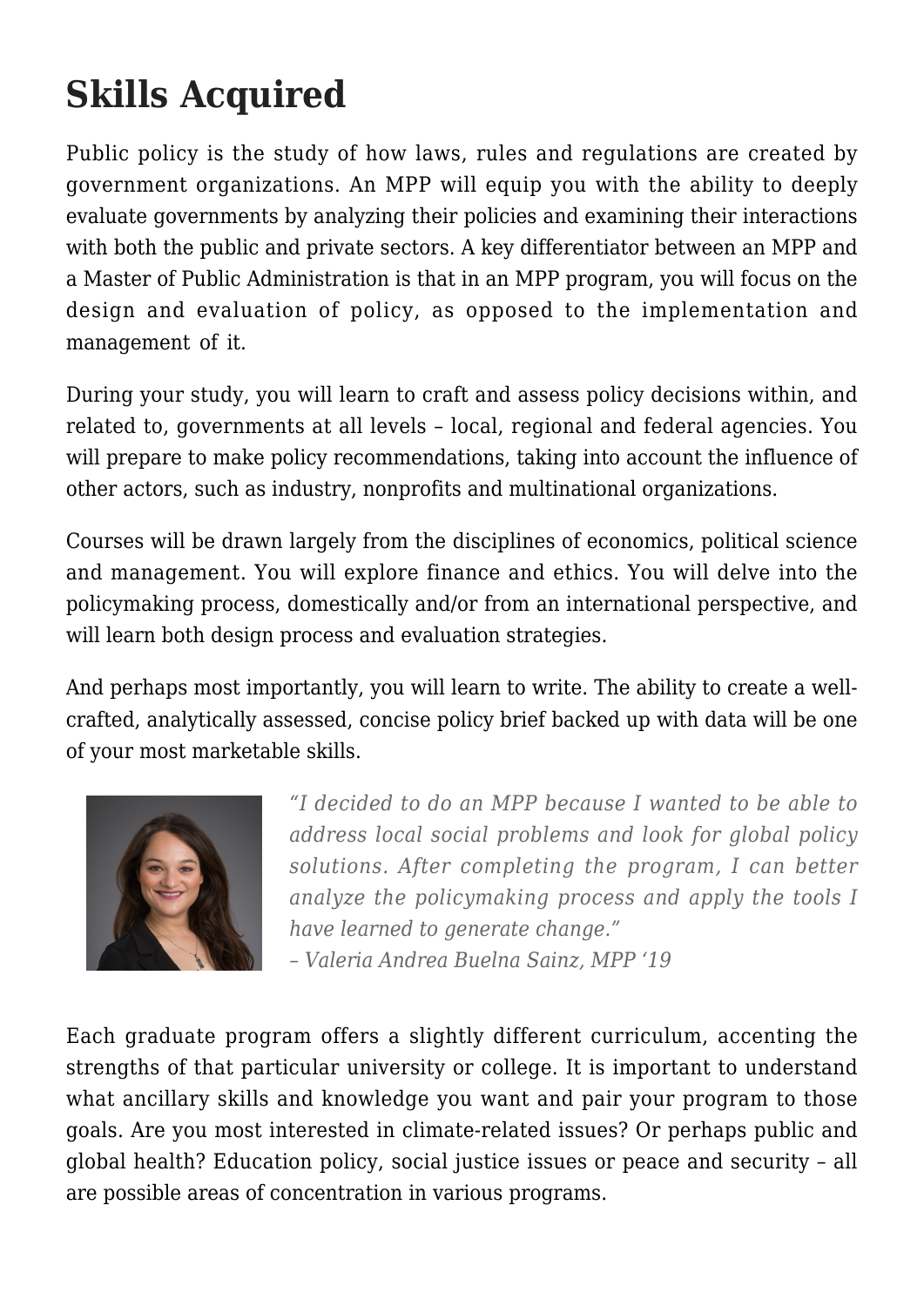## Skills Acquired

Public policy is the study of how laws, rules and regulations are created by government organizations. An MPP will equip you with the ability to deeply evaluate governments by analyzing their policies and examining their interactions with both the public and private sectors. A key differentiator between an MPP and a Master of Public Administration is that in an MPP program, you will focus on the design and evaluation of policy, as opposed to the implementation and management of it.

During your study, you will learn to craft and assess policy decisions within, and related to, governments at all levels – local, regional and federal agencies. You will prepare to make policy recommendations, taking into account the influence of other actors, such as industry, nonprofits and multinational organizations.

Courses will be drawn largely from the disciplines of economics, political science and management. You will explore finance and ethics. You will delve into the policymaking process, domestically and/or from an international perspective, and will learn both design process and evaluation strategies.

And perhaps most importantly, you will learn to write. The ability to create a well-crafted, analytically assessed, concise policy brief backed up with data will be one of your most marketable skills.

*"I decided to do an MPP because I wanted to be able to address local social problems and look for global policy solutions. After completing the program, I can better analyze the policymaking process and apply the tools I have learned to generate change."*
*– Valeria Andrea Buelna Sainz, MPP '19*

Each graduate program offers a slightly different curriculum, accenting the strengths of that particular university or college. It is important to understand what ancillary skills and knowledge you want and pair your program to those goals. Are you most interested in climate-related issues? Or perhaps public and global health? Education policy, social justice issues or peace and security – all are possible areas of concentration in various programs.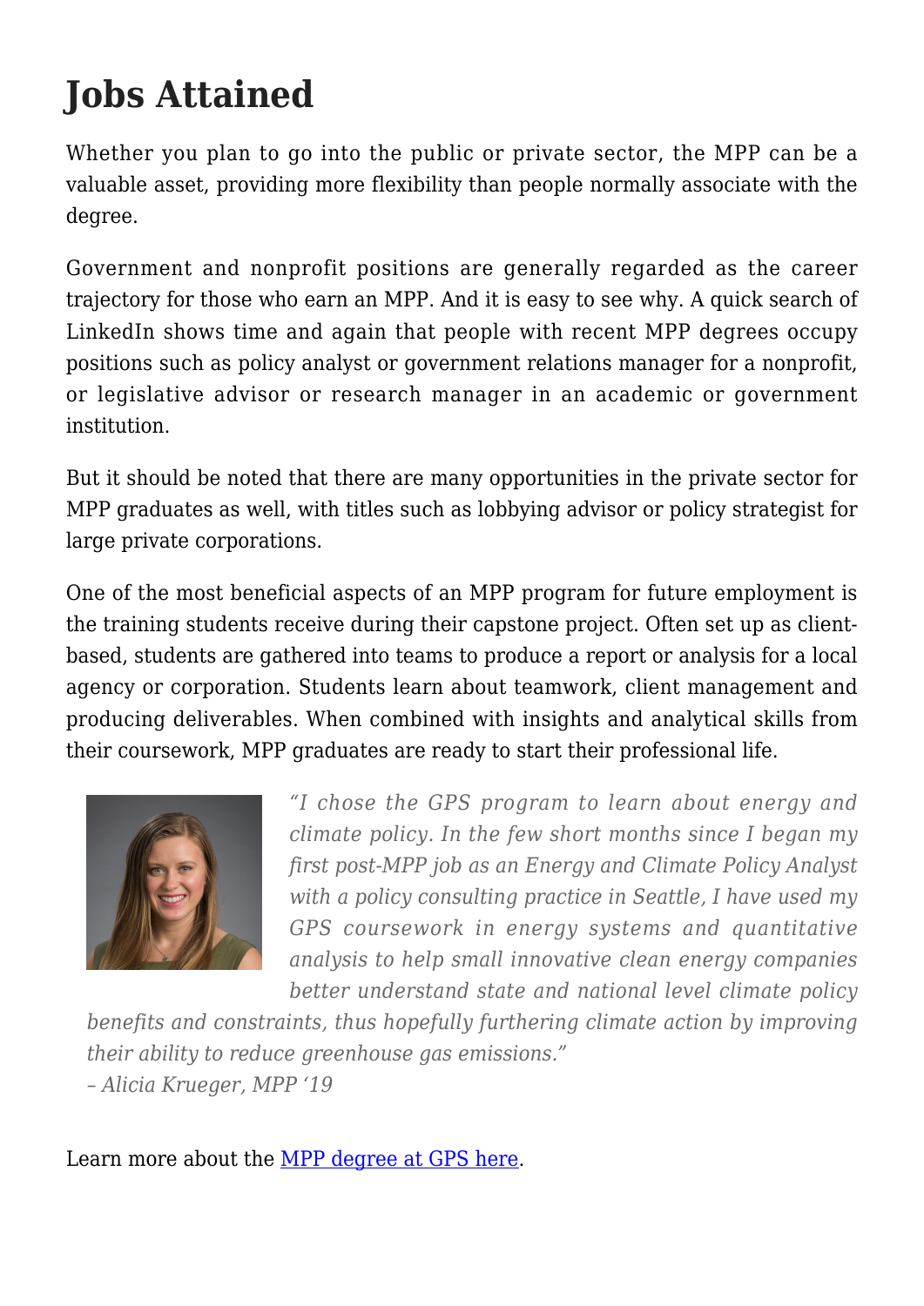# Jobs Attained

Whether you plan to go into the public or private sector, the MPP can be a valuable asset, providing more flexibility than people normally associate with the degree.

Government and nonprofit positions are generally regarded as the career trajectory for those who earn an MPP. And it is easy to see why. A quick search of LinkedIn shows time and again that people with recent MPP degrees occupy positions such as policy analyst or government relations manager for a nonprofit, or legislative advisor or research manager in an academic or government institution.

But it should be noted that there are many opportunities in the private sector for MPP graduates as well, with titles such as lobbying advisor or policy strategist for large private corporations.

One of the most beneficial aspects of an MPP program for future employment is the training students receive during their capstone project. Often set up as client-based, students are gathered into teams to produce a report or analysis for a local agency or corporation. Students learn about teamwork, client management and producing deliverables. When combined with insights and analytical skills from their coursework, MPP graduates are ready to start their professional life.

> *"I chose the GPS program to learn about energy and climate policy. In the few short months since I began my first post-MPP job as an Energy and Climate Policy Analyst with a policy consulting practice in Seattle, I have used my GPS coursework in energy systems and quantitative analysis to help small innovative clean energy companies better understand state and national level climate policy benefits and constraints, thus hopefully furthering climate action by improving their ability to reduce greenhouse gas emissions."*
> *– Alicia Krueger, MPP '19*

Learn more about the [MPP degree at GPS here](MPP degree at GPS here).